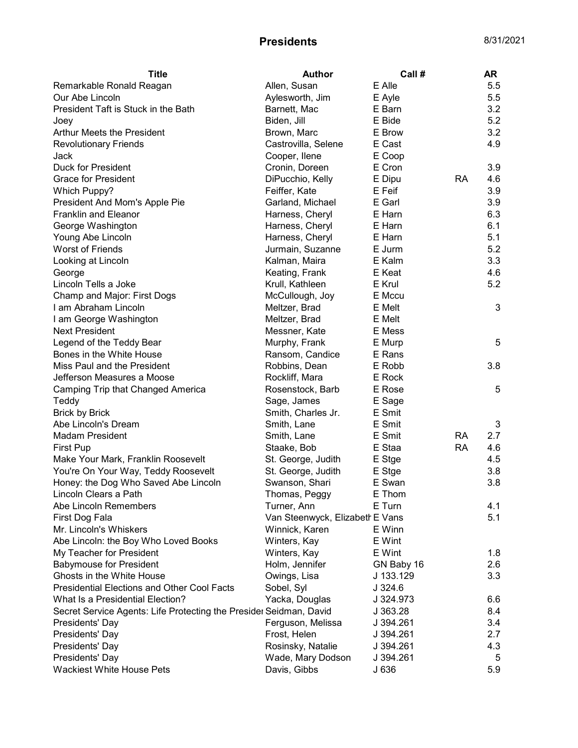# Presidents

8/31/2021

| Title | Author | Call # | | AR |
|---|---|---|---|---|
| Remarkable Ronald Reagan | Allen, Susan | E Alle | | 5.5 |
| Our Abe Lincoln | Aylesworth, Jim | E Ayle | | 5.5 |
| President Taft is Stuck in the Bath | Barnett, Mac | E Barn | | 3.2 |
| Joey | Biden, Jill | E Bide | | 5.2 |
| Arthur Meets the President | Brown, Marc | E Brow | | 3.2 |
| Revolutionary Friends | Castrovilla, Selene | E Cast | | 4.9 |
| Jack | Cooper, Ilene | E Coop | | |
| Duck for President | Cronin, Doreen | E Cron | | 3.9 |
| Grace for President | DiPucchio, Kelly | E Dipu | RA | 4.6 |
| Which Puppy? | Feiffer, Kate | E Feif | | 3.9 |
| President And Mom's Apple Pie | Garland, Michael | E Garl | | 3.9 |
| Franklin and Eleanor | Harness, Cheryl | E Harn | | 6.3 |
| George Washington | Harness, Cheryl | E Harn | | 6.1 |
| Young Abe Lincoln | Harness, Cheryl | E Harn | | 5.1 |
| Worst of Friends | Jurmain, Suzanne | E Jurm | | 5.2 |
| Looking at Lincoln | Kalman, Maira | E Kalm | | 3.3 |
| George | Keating, Frank | E Keat | | 4.6 |
| Lincoln Tells a Joke | Krull, Kathleen | E Krul | | 5.2 |
| Champ and Major: First Dogs | McCullough, Joy | E Mccu | | |
| I am Abraham Lincoln | Meltzer, Brad | E Melt | | 3 |
| I am George Washington | Meltzer, Brad | E Melt | | |
| Next President | Messner, Kate | E Mess | | |
| Legend of the Teddy Bear | Murphy, Frank | E Murp | | 5 |
| Bones in the White House | Ransom, Candice | E Rans | | |
| Miss Paul and the President | Robbins, Dean | E Robb | | 3.8 |
| Jefferson Measures a Moose | Rockliff, Mara | E Rock | | |
| Camping Trip that Changed America | Rosenstock, Barb | E Rose | | 5 |
| Teddy | Sage, James | E Sage | | |
| Brick by Brick | Smith, Charles Jr. | E Smit | | |
| Abe Lincoln's Dream | Smith, Lane | E Smit | | 3 |
| Madam President | Smith, Lane | E Smit | RA | 2.7 |
| First Pup | Staake, Bob | E Staa | RA | 4.6 |
| Make Your Mark, Franklin Roosevelt | St. George, Judith | E Stge | | 4.5 |
| You're On Your Way, Teddy Roosevelt | St. George, Judith | E Stge | | 3.8 |
| Honey: the Dog Who Saved Abe Lincoln | Swanson, Shari | E Swan | | 3.8 |
| Lincoln Clears a Path | Thomas, Peggy | E Thom | | |
| Abe Lincoln Remembers | Turner, Ann | E Turn | | 4.1 |
| First Dog Fala | Van Steenwyck, Elizabeth | E Vans | | 5.1 |
| Mr. Lincoln's Whiskers | Winnick, Karen | E Winn | | |
| Abe Lincoln: the Boy Who Loved Books | Winters, Kay | E Wint | | |
| My Teacher for President | Winters, Kay | E Wint | | 1.8 |
| Babymouse for President | Holm, Jennifer | GN Baby 16 | | 2.6 |
| Ghosts in the White House | Owings, Lisa | J 133.129 | | 3.3 |
| Presidential Elections and Other Cool Facts | Sobel, Syl | J 324.6 | | |
| What Is a Presidential Election? | Yacka, Douglas | J 324.973 | | 6.6 |
| Secret Service Agents: Life Protecting the Presider | Seidman, David | J 363.28 | | 8.4 |
| Presidents' Day | Ferguson, Melissa | J 394.261 | | 3.4 |
| Presidents' Day | Frost, Helen | J 394.261 | | 2.7 |
| Presidents' Day | Rosinsky, Natalie | J 394.261 | | 4.3 |
| Presidents' Day | Wade, Mary Dodson | J 394.261 | | 5 |
| Wackiest White House Pets | Davis, Gibbs | J 636 | | 5.9 |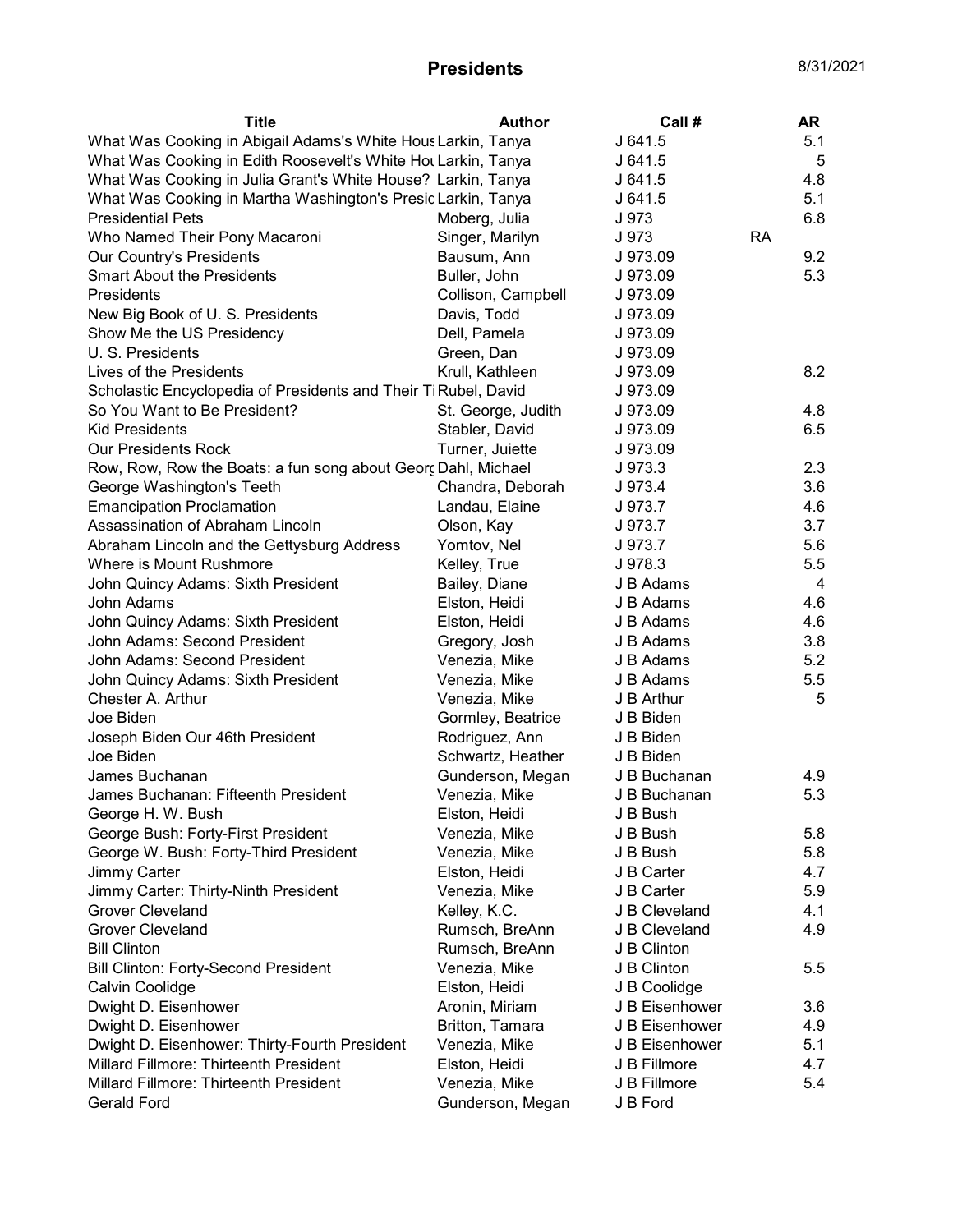# Presents

8/31/2021

| Title | Author | Call # | | AR |
|---|---|---|---|---|
| What Was Cooking in Abigail Adams's White Hous | Larkin, Tanya | J 641.5 | | 5.1 |
| What Was Cooking in Edith Roosevelt's White Ho | Larkin, Tanya | J 641.5 | | 5 |
| What Was Cooking in Julia Grant's White House? | Larkin, Tanya | J 641.5 | | 4.8 |
| What Was Cooking in Martha Washington's Presic | Larkin, Tanya | J 641.5 | | 5.1 |
| Presidential Pets | Moberg, Julia | J 973 | | 6.8 |
| Who Named Their Pony Macaroni | Singer, Marilyn | J 973 | RA | |
| Our Country's Presidents | Bausum, Ann | J 973.09 | | 9.2 |
| Smart About the Presidents | Buller, John | J 973.09 | | 5.3 |
| Presidents | Collison, Campbell | J 973.09 | | |
| New Big Book of U. S. Presidents | Davis, Todd | J 973.09 | | |
| Show Me the US Presidency | Dell, Pamela | J 973.09 | | |
| U. S. Presidents | Green, Dan | J 973.09 | | |
| Lives of the Presidents | Krull, Kathleen | J 973.09 | | 8.2 |
| Scholastic Encyclopedia of Presidents and Their T | Rubel, David | J 973.09 | | |
| So You Want to Be President? | St. George, Judith | J 973.09 | | 4.8 |
| Kid Presidents | Stabler, David | J 973.09 | | 6.5 |
| Our Presidents Rock | Turner, Juiette | J 973.09 | | |
| Row, Row, Row the Boats: a fun song about Georç | Dahl, Michael | J 973.3 | | 2.3 |
| George Washington's Teeth | Chandra, Deborah | J 973.4 | | 3.6 |
| Emancipation Proclamation | Landau, Elaine | J 973.7 | | 4.6 |
| Assassination of Abraham Lincoln | Olson, Kay | J 973.7 | | 3.7 |
| Abraham Lincoln and the Gettysburg Address | Yomtov, Nel | J 973.7 | | 5.6 |
| Where is Mount Rushmore | Kelley, True | J 978.3 | | 5.5 |
| John Quincy Adams: Sixth President | Bailey, Diane | J B Adams | | 4 |
| John Adams | Elston, Heidi | J B Adams | | 4.6 |
| John Quincy Adams: Sixth President | Elston, Heidi | J B Adams | | 4.6 |
| John Adams: Second President | Gregory, Josh | J B Adams | | 3.8 |
| John Adams: Second President | Venezia, Mike | J B Adams | | 5.2 |
| John Quincy Adams: Sixth President | Venezia, Mike | J B Adams | | 5.5 |
| Chester A. Arthur | Venezia, Mike | J B Arthur | | 5 |
| Joe Biden | Gormley, Beatrice | J B Biden | | |
| Joseph Biden Our 46th President | Rodriguez, Ann | J B Biden | | |
| Joe Biden | Schwartz, Heather | J B Biden | | |
| James Buchanan | Gunderson, Megan | J B Buchanan | | 4.9 |
| James Buchanan: Fifteenth President | Venezia, Mike | J B Buchanan | | 5.3 |
| George H. W. Bush | Elston, Heidi | J B Bush | | |
| George Bush: Forty-First President | Venezia, Mike | J B Bush | | 5.8 |
| George W. Bush: Forty-Third President | Venezia, Mike | J B Bush | | 5.8 |
| Jimmy Carter | Elston, Heidi | J B Carter | | 4.7 |
| Jimmy Carter: Thirty-Ninth President | Venezia, Mike | J B Carter | | 5.9 |
| Grover Cleveland | Kelley, K.C. | J B Cleveland | | 4.1 |
| Grover Cleveland | Rumsch, BreAnn | J B Cleveland | | 4.9 |
| Bill Clinton | Rumsch, BreAnn | J B Clinton | | |
| Bill Clinton: Forty-Second President | Venezia, Mike | J B Clinton | | 5.5 |
| Calvin Coolidge | Elston, Heidi | J B Coolidge | | |
| Dwight D. Eisenhower | Aronin, Miriam | J B Eisenhower | | 3.6 |
| Dwight D. Eisenhower | Britton, Tamara | J B Eisenhower | | 4.9 |
| Dwight D. Eisenhower: Thirty-Fourth President | Venezia, Mike | J B Eisenhower | | 5.1 |
| Millard Fillmore: Thirteenth President | Elston, Heidi | J B Fillmore | | 4.7 |
| Millard Fillmore: Thirteenth President | Venezia, Mike | J B Fillmore | | 5.4 |
| Gerald Ford | Gunderson, Megan | J B Ford | | |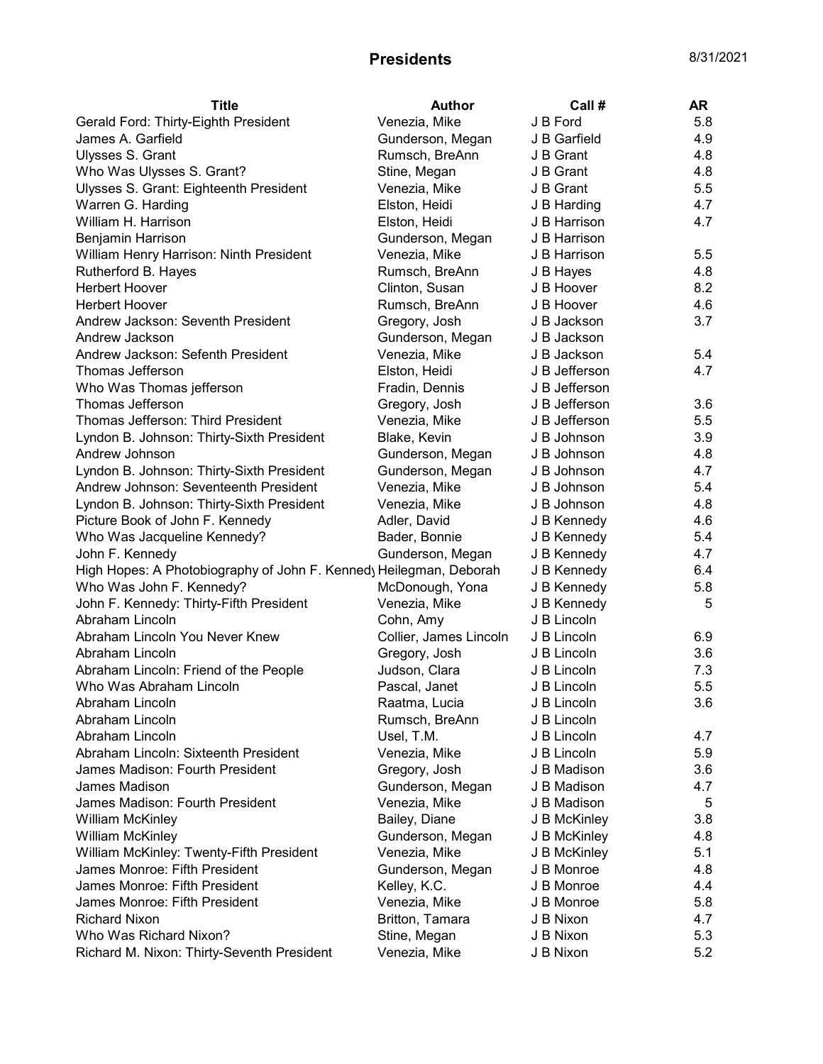## Presents

8/31/2021

| Title | Author | Call # | AR |
|---|---|---|---|
| Gerald Ford: Thirty-Eighth President | Venezia, Mike | J B Ford | 5.8 |
| James A. Garfield | Gunderson, Megan | J B Garfield | 4.9 |
| Ulysses S. Grant | Rumsch, BreAnn | J B Grant | 4.8 |
| Who Was Ulysses S. Grant? | Stine, Megan | J B Grant | 4.8 |
| Ulysses S. Grant: Eighteenth President | Venezia, Mike | J B Grant | 5.5 |
| Warren G. Harding | Elston, Heidi | J B Harding | 4.7 |
| William H. Harrison | Elston, Heidi | J B Harrison | 4.7 |
| Benjamin Harrison | Gunderson, Megan | J B Harrison | |
| William Henry Harrison: Ninth President | Venezia, Mike | J B Harrison | 5.5 |
| Rutherford B. Hayes | Rumsch, BreAnn | J B Hayes | 4.8 |
| Herbert Hoover | Clinton, Susan | J B Hoover | 8.2 |
| Herbert Hoover | Rumsch, BreAnn | J B Hoover | 4.6 |
| Andrew Jackson: Seventh President | Gregory, Josh | J B Jackson | 3.7 |
| Andrew Jackson | Gunderson, Megan | J B Jackson | |
| Andrew Jackson: Sefenth President | Venezia, Mike | J B Jackson | 5.4 |
| Thomas Jefferson | Elston, Heidi | J B Jefferson | 4.7 |
| Who Was Thomas jefferson | Fradin, Dennis | J B Jefferson | |
| Thomas Jefferson | Gregory, Josh | J B Jefferson | 3.6 |
| Thomas Jefferson: Third President | Venezia, Mike | J B Jefferson | 5.5 |
| Lyndon B. Johnson: Thirty-Sixth President | Blake, Kevin | J B Johnson | 3.9 |
| Andrew Johnson | Gunderson, Megan | J B Johnson | 4.8 |
| Lyndon B. Johnson: Thirty-Sixth President | Gunderson, Megan | J B Johnson | 4.7 |
| Andrew Johnson: Seventeenth President | Venezia, Mike | J B Johnson | 5.4 |
| Lyndon B. Johnson: Thirty-Sixth President | Venezia, Mike | J B Johnson | 4.8 |
| Picture Book of John F. Kennedy | Adler, David | J B Kennedy | 4.6 |
| Who Was Jacqueline Kennedy? | Bader, Bonnie | J B Kennedy | 5.4 |
| John F. Kennedy | Gunderson, Megan | J B Kennedy | 4.7 |
| High Hopes: A Photobiography of John F. Kennedy | Heilegman, Deborah | J B Kennedy | 6.4 |
| Who Was John F. Kennedy? | McDonough, Yona | J B Kennedy | 5.8 |
| John F. Kennedy: Thirty-Fifth President | Venezia, Mike | J B Kennedy | 5 |
| Abraham Lincoln | Cohn, Amy | J B Lincoln | |
| Abraham Lincoln You Never Knew | Collier, James Lincoln | J B Lincoln | 6.9 |
| Abraham Lincoln | Gregory, Josh | J B Lincoln | 3.6 |
| Abraham Lincoln: Friend of the People | Judson, Clara | J B Lincoln | 7.3 |
| Who Was Abraham Lincoln | Pascal, Janet | J B Lincoln | 5.5 |
| Abraham Lincoln | Raatma, Lucia | J B Lincoln | 3.6 |
| Abraham Lincoln | Rumsch, BreAnn | J B Lincoln | |
| Abraham Lincoln | Usel, T.M. | J B Lincoln | 4.7 |
| Abraham Lincoln: Sixteenth President | Venezia, Mike | J B Lincoln | 5.9 |
| James Madison: Fourth President | Gregory, Josh | J B Madison | 3.6 |
| James Madison | Gunderson, Megan | J B Madison | 4.7 |
| James Madison: Fourth President | Venezia, Mike | J B Madison | 5 |
| William McKinley | Bailey, Diane | J B McKinley | 3.8 |
| William McKinley | Gunderson, Megan | J B McKinley | 4.8 |
| William McKinley: Twenty-Fifth President | Venezia, Mike | J B McKinley | 5.1 |
| James Monroe: Fifth President | Gunderson, Megan | J B Monroe | 4.8 |
| James Monroe: Fifth President | Kelley, K.C. | J B Monroe | 4.4 |
| James Monroe: Fifth President | Venezia, Mike | J B Monroe | 5.8 |
| Richard Nixon | Britton, Tamara | J B Nixon | 4.7 |
| Who Was Richard Nixon? | Stine, Megan | J B Nixon | 5.3 |
| Richard M. Nixon: Thirty-Seventh President | Venezia, Mike | J B Nixon | 5.2 |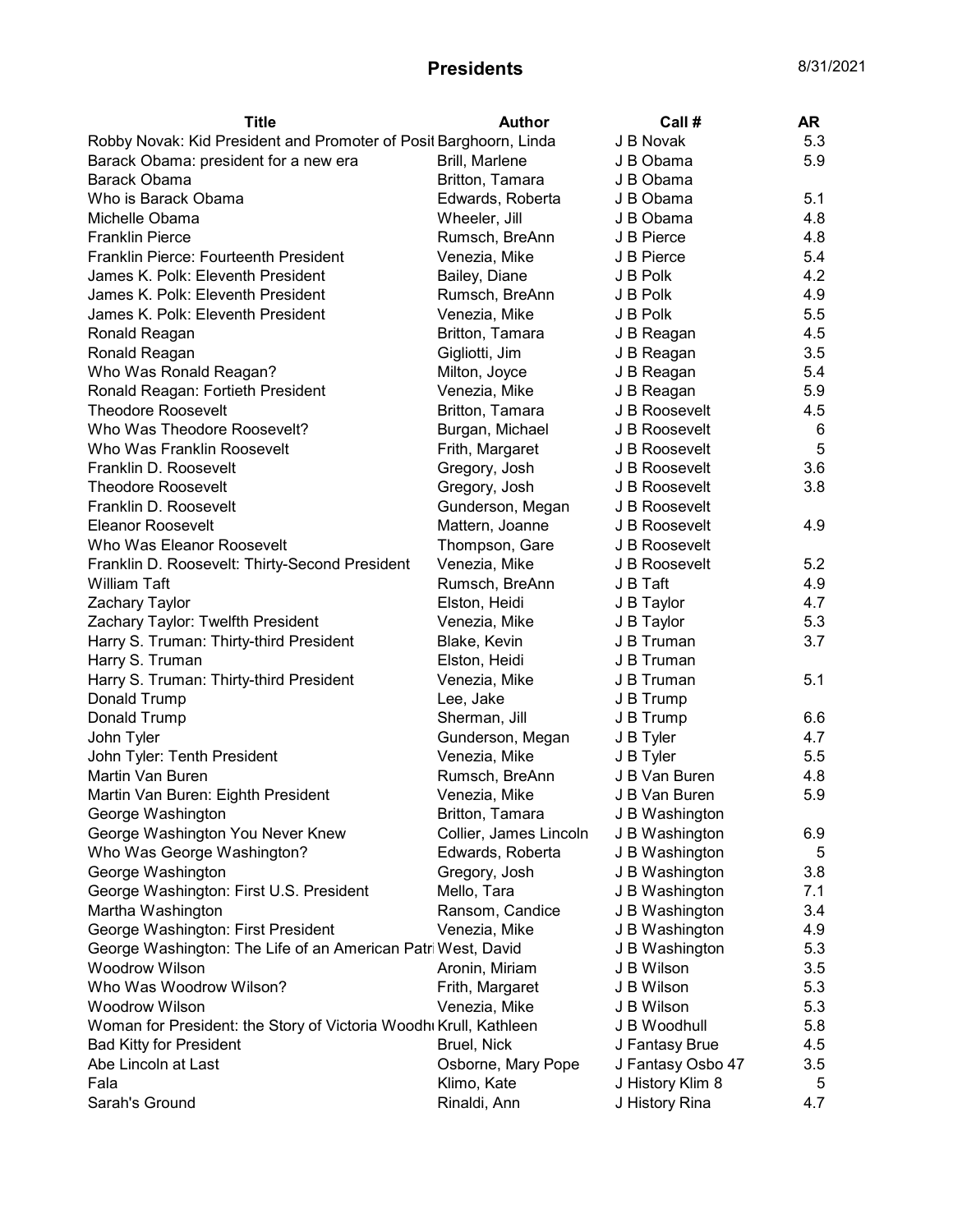# Presents

8/31/2021

| Title | Author | Call # | AR |
|---|---|---|---|
| Robby Novak: Kid President and Promoter of Posit | Barghoorn, Linda | J B Novak | 5.3 |
| Barack Obama: president for a new era | Brill, Marlene | J B Obama | 5.9 |
| Barack Obama | Britton, Tamara | J B Obama | |
| Who is Barack Obama | Edwards, Roberta | J B Obama | 5.1 |
| Michelle Obama | Wheeler, Jill | J B Obama | 4.8 |
| Franklin Pierce | Rumsch, BreAnn | J B Pierce | 4.8 |
| Franklin Pierce: Fourteenth President | Venezia, Mike | J B Pierce | 5.4 |
| James K. Polk: Eleventh President | Bailey, Diane | J B Polk | 4.2 |
| James K. Polk: Eleventh President | Rumsch, BreAnn | J B Polk | 4.9 |
| James K. Polk: Eleventh President | Venezia, Mike | J B Polk | 5.5 |
| Ronald Reagan | Britton, Tamara | J B Reagan | 4.5 |
| Ronald Reagan | Gigliotti, Jim | J B Reagan | 3.5 |
| Who Was Ronald Reagan? | Milton, Joyce | J B Reagan | 5.4 |
| Ronald Reagan: Fortieth President | Venezia, Mike | J B Reagan | 5.9 |
| Theodore Roosevelt | Britton, Tamara | J B Roosevelt | 4.5 |
| Who Was Theodore Roosevelt? | Burgan, Michael | J B Roosevelt | 6 |
| Who Was Franklin Roosevelt | Frith, Margaret | J B Roosevelt | 5 |
| Franklin D. Roosevelt | Gregory, Josh | J B Roosevelt | 3.6 |
| Theodore Roosevelt | Gregory, Josh | J B Roosevelt | 3.8 |
| Franklin D. Roosevelt | Gunderson, Megan | J B Roosevelt | |
| Eleanor Roosevelt | Mattern, Joanne | J B Roosevelt | 4.9 |
| Who Was Eleanor Roosevelt | Thompson, Gare | J B Roosevelt | |
| Franklin D. Roosevelt: Thirty-Second President | Venezia, Mike | J B Roosevelt | 5.2 |
| William Taft | Rumsch, BreAnn | J B Taft | 4.9 |
| Zachary Taylor | Elston, Heidi | J B Taylor | 4.7 |
| Zachary Taylor: Twelfth President | Venezia, Mike | J B Taylor | 5.3 |
| Harry S. Truman: Thirty-third President | Blake, Kevin | J B Truman | 3.7 |
| Harry S. Truman | Elston, Heidi | J B Truman | |
| Harry S. Truman: Thirty-third President | Venezia, Mike | J B Truman | 5.1 |
| Donald Trump | Lee, Jake | J B Trump | |
| Donald Trump | Sherman, Jill | J B Trump | 6.6 |
| John Tyler | Gunderson, Megan | J B Tyler | 4.7 |
| John Tyler: Tenth President | Venezia, Mike | J B Tyler | 5.5 |
| Martin Van Buren | Rumsch, BreAnn | J B Van Buren | 4.8 |
| Martin Van Buren: Eighth President | Venezia, Mike | J B Van Buren | 5.9 |
| George Washington | Britton, Tamara | J B Washington | |
| George Washington You Never Knew | Collier, James Lincoln | J B Washington | 6.9 |
| Who Was George Washington? | Edwards, Roberta | J B Washington | 5 |
| George Washington | Gregory, Josh | J B Washington | 3.8 |
| George Washington: First U.S. President | Mello, Tara | J B Washington | 7.1 |
| Martha Washington | Ransom, Candice | J B Washington | 3.4 |
| George Washington: First President | Venezia, Mike | J B Washington | 4.9 |
| George Washington: The Life of an American Patri | West, David | J B Washington | 5.3 |
| Woodrow Wilson | Aronin, Miriam | J B Wilson | 3.5 |
| Who Was Woodrow Wilson? | Frith, Margaret | J B Wilson | 5.3 |
| Woodrow Wilson | Venezia, Mike | J B Wilson | 5.3 |
| Woman for President: the Story of Victoria Woodh | Krull, Kathleen | J B Woodhull | 5.8 |
| Bad Kitty for President | Bruel, Nick | J Fantasy Brue | 4.5 |
| Abe Lincoln at Last | Osborne, Mary Pope | J Fantasy Osbo 47 | 3.5 |
| Fala | Klimo, Kate | J History Klim 8 | 5 |
| Sarah's Ground | Rinaldi, Ann | J History Rina | 4.7 |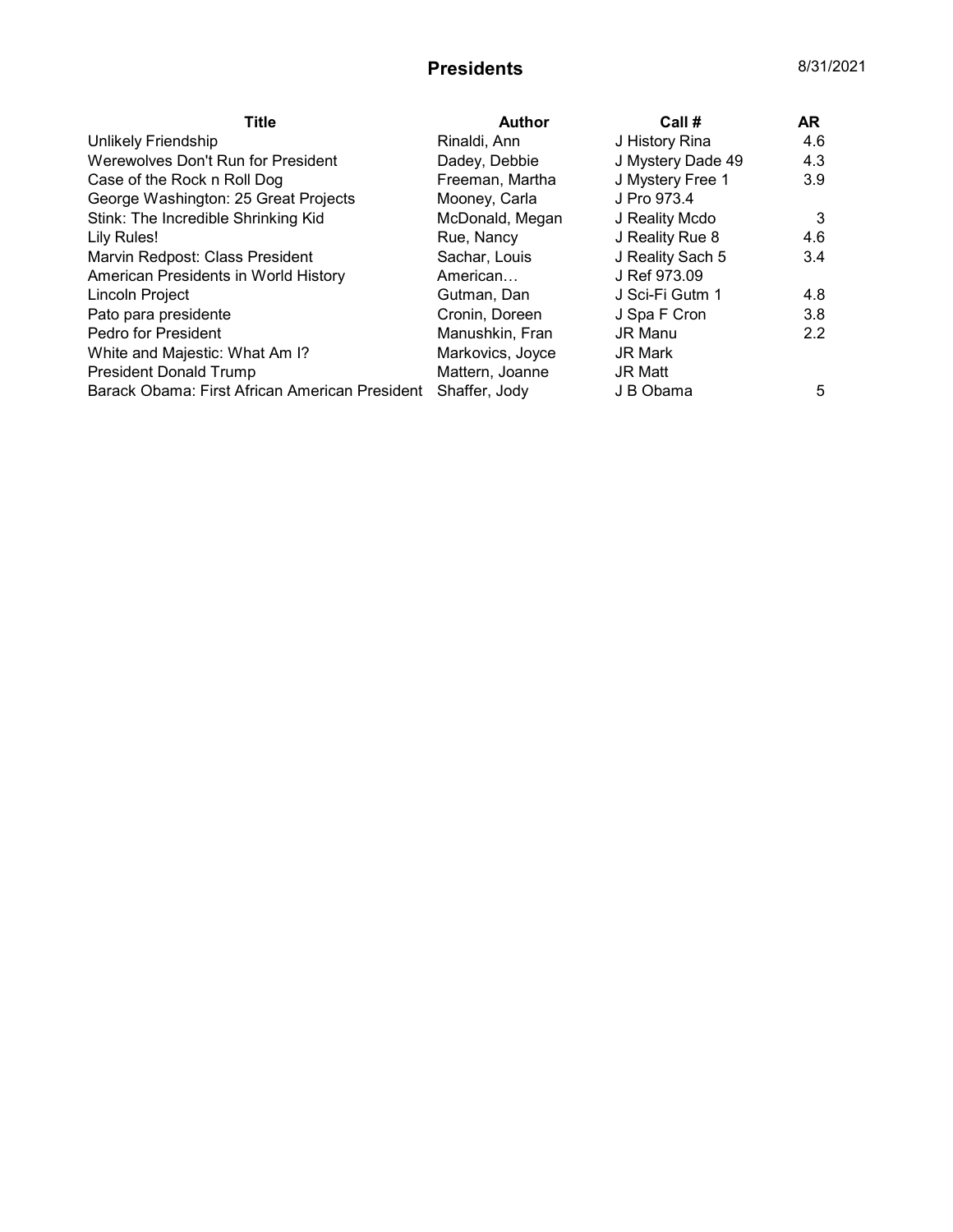# Presents

# Presidents

8/31/2021

| Title | Author | Call # | AR |
|---|---|---|---|
| Unlikely Friendship | Rinaldi, Ann | J History Rina | 4.6 |
| Werewolves Don't Run for President | Dadey, Debbie | J Mystery Dade 49 | 4.3 |
| Case of the Rock n Roll Dog | Freeman, Martha | J Mystery Free 1 | 3.9 |
| George Washington: 25 Great Projects | Mooney, Carla | J Pro 973.4 | |
| Stink: The Incredible Shrinking Kid | McDonald, Megan | J Reality Mcdo | 3 |
| Lily Rules! | Rue, Nancy | J Reality Rue 8 | 4.6 |
| Marvin Redpost: Class President | Sachar, Louis | J Reality Sach 5 | 3.4 |
| American Presidents in World History | American… | J Ref 973.09 | |
| Lincoln Project | Gutman, Dan | J Sci-Fi Gutm 1 | 4.8 |
| Pato para presidente | Cronin, Doreen | J Spa F Cron | 3.8 |
| Pedro for President | Manushkin, Fran | JR Manu | 2.2 |
| White and Majestic: What Am I? | Markovics, Joyce | JR Mark | |
| President Donald Trump | Mattern, Joanne | JR Matt | |
| Barack Obama: First African American President | Shaffer, Jody | J B Obama | 5 |